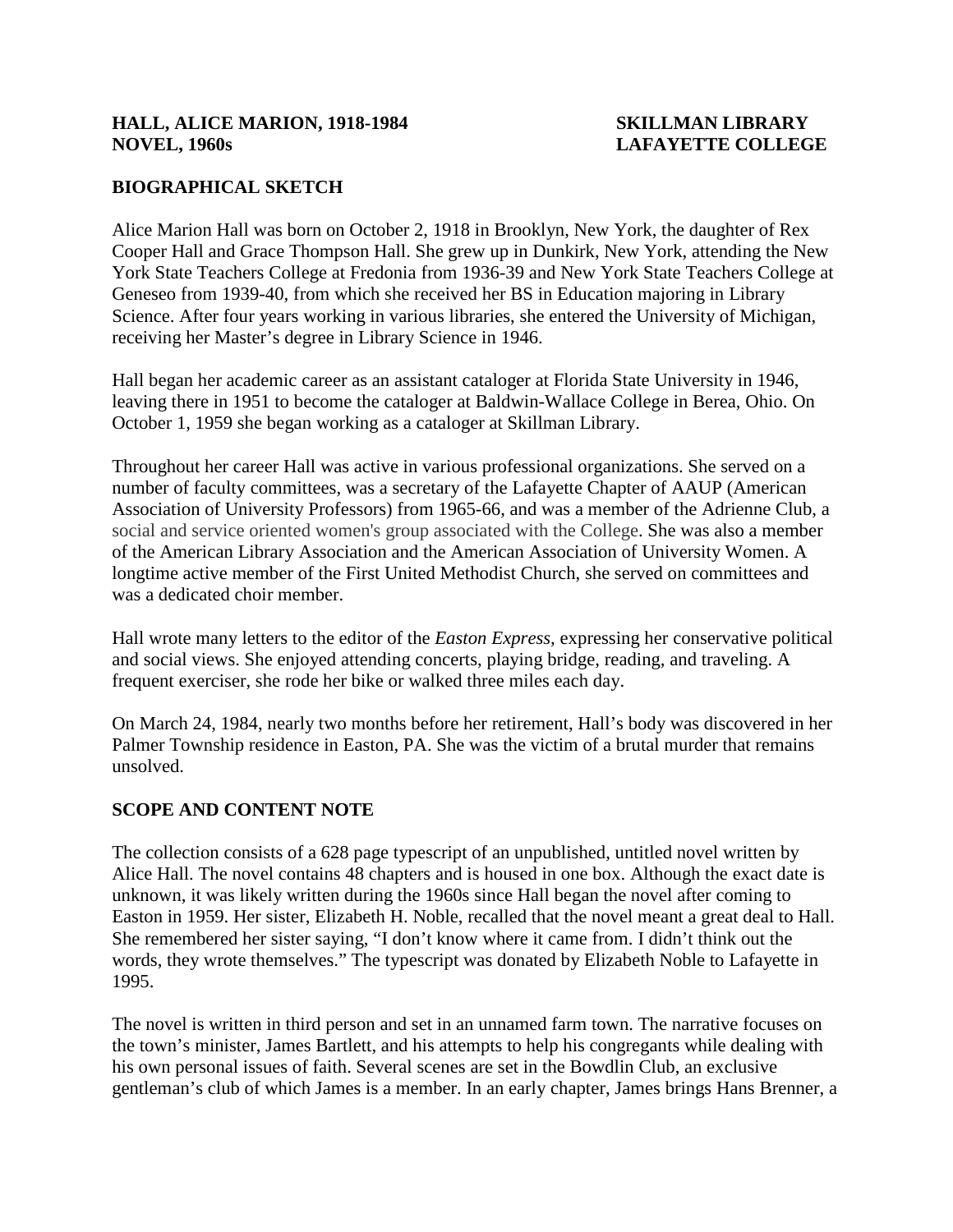**HALL, ALICE MARION, 1918-1984** **SKILLMAN LIBRARY**
**NOVEL, 1960s** **LAFAYETTE COLLEGE**

## BIOGRAPHICAL SKETCH

Alice Marion Hall was born on October 2, 1918 in Brooklyn, New York, the daughter of Rex Cooper Hall and Grace Thompson Hall. She grew up in Dunkirk, New York, attending the New York State Teachers College at Fredonia from 1936-39 and New York State Teachers College at Geneseo from 1939-40, from which she received her BS in Education majoring in Library Science. After four years working in various libraries, she entered the University of Michigan, receiving her Master's degree in Library Science in 1946.

Hall began her academic career as an assistant cataloger at Florida State University in 1946, leaving there in 1951 to become the cataloger at Baldwin-Wallace College in Berea, Ohio. On October 1, 1959 she began working as a cataloger at Skillman Library.

Throughout her career Hall was active in various professional organizations. She served on a number of faculty committees, was a secretary of the Lafayette Chapter of AAUP (American Association of University Professors) from 1965-66, and was a member of the Adrienne Club, a social and service oriented women's group associated with the College. She was also a member of the American Library Association and the American Association of University Women. A longtime active member of the First United Methodist Church, she served on committees and was a dedicated choir member.

Hall wrote many letters to the editor of the *Easton Express*, expressing her conservative political and social views. She enjoyed attending concerts, playing bridge, reading, and traveling. A frequent exerciser, she rode her bike or walked three miles each day.

On March 24, 1984, nearly two months before her retirement, Hall's body was discovered in her Palmer Township residence in Easton, PA. She was the victim of a brutal murder that remains unsolved.

## SCOPE AND CONTENT NOTE

The collection consists of a 628 page typescript of an unpublished, untitled novel written by Alice Hall. The novel contains 48 chapters and is housed in one box. Although the exact date is unknown, it was likely written during the 1960s since Hall began the novel after coming to Easton in 1959. Her sister, Elizabeth H. Noble, recalled that the novel meant a great deal to Hall. She remembered her sister saying, "I don't know where it came from. I didn't think out the words, they wrote themselves." The typescript was donated by Elizabeth Noble to Lafayette in 1995.

The novel is written in third person and set in an unnamed farm town. The narrative focuses on the town's minister, James Bartlett, and his attempts to help his congregants while dealing with his own personal issues of faith. Several scenes are set in the Bowdlin Club, an exclusive gentleman's club of which James is a member. In an early chapter, James brings Hans Brenner, a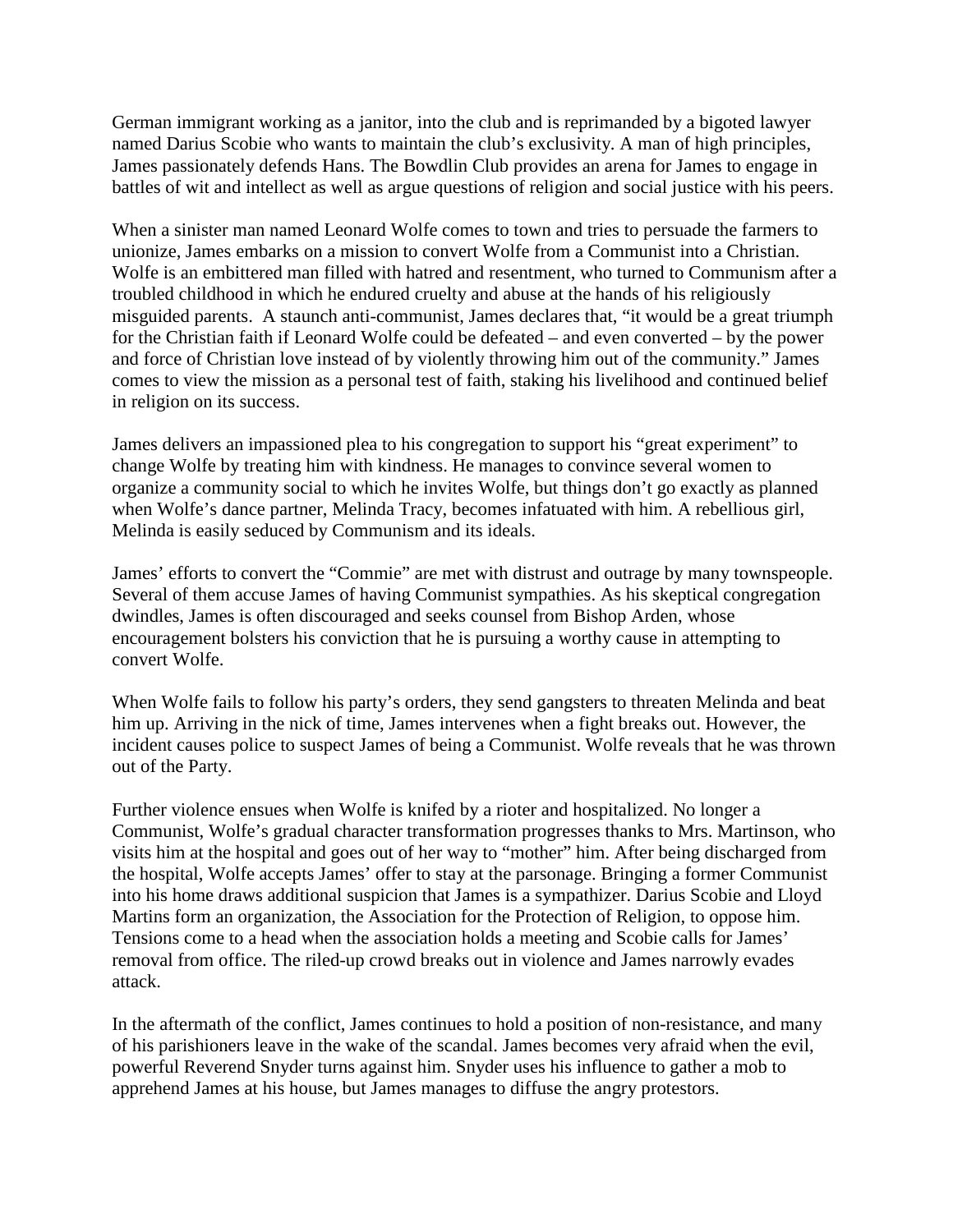German immigrant working as a janitor, into the club and is reprimanded by a bigoted lawyer named Darius Scobie who wants to maintain the club's exclusivity. A man of high principles, James passionately defends Hans. The Bowdlin Club provides an arena for James to engage in battles of wit and intellect as well as argue questions of religion and social justice with his peers.

When a sinister man named Leonard Wolfe comes to town and tries to persuade the farmers to unionize, James embarks on a mission to convert Wolfe from a Communist into a Christian. Wolfe is an embittered man filled with hatred and resentment, who turned to Communism after a troubled childhood in which he endured cruelty and abuse at the hands of his religiously misguided parents. A staunch anti-communist, James declares that, "it would be a great triumph for the Christian faith if Leonard Wolfe could be defeated – and even converted – by the power and force of Christian love instead of by violently throwing him out of the community." James comes to view the mission as a personal test of faith, staking his livelihood and continued belief in religion on its success.

James delivers an impassioned plea to his congregation to support his "great experiment" to change Wolfe by treating him with kindness. He manages to convince several women to organize a community social to which he invites Wolfe, but things don't go exactly as planned when Wolfe's dance partner, Melinda Tracy, becomes infatuated with him. A rebellious girl, Melinda is easily seduced by Communism and its ideals.

James' efforts to convert the "Commie" are met with distrust and outrage by many townspeople. Several of them accuse James of having Communist sympathies. As his skeptical congregation dwindles, James is often discouraged and seeks counsel from Bishop Arden, whose encouragement bolsters his conviction that he is pursuing a worthy cause in attempting to convert Wolfe.

When Wolfe fails to follow his party's orders, they send gangsters to threaten Melinda and beat him up. Arriving in the nick of time, James intervenes when a fight breaks out. However, the incident causes police to suspect James of being a Communist. Wolfe reveals that he was thrown out of the Party.

Further violence ensues when Wolfe is knifed by a rioter and hospitalized. No longer a Communist, Wolfe's gradual character transformation progresses thanks to Mrs. Martinson, who visits him at the hospital and goes out of her way to "mother" him. After being discharged from the hospital, Wolfe accepts James' offer to stay at the parsonage. Bringing a former Communist into his home draws additional suspicion that James is a sympathizer. Darius Scobie and Lloyd Martins form an organization, the Association for the Protection of Religion, to oppose him. Tensions come to a head when the association holds a meeting and Scobie calls for James' removal from office. The riled-up crowd breaks out in violence and James narrowly evades attack.

In the aftermath of the conflict, James continues to hold a position of non-resistance, and many of his parishioners leave in the wake of the scandal. James becomes very afraid when the evil, powerful Reverend Snyder turns against him. Snyder uses his influence to gather a mob to apprehend James at his house, but James manages to diffuse the angry protestors.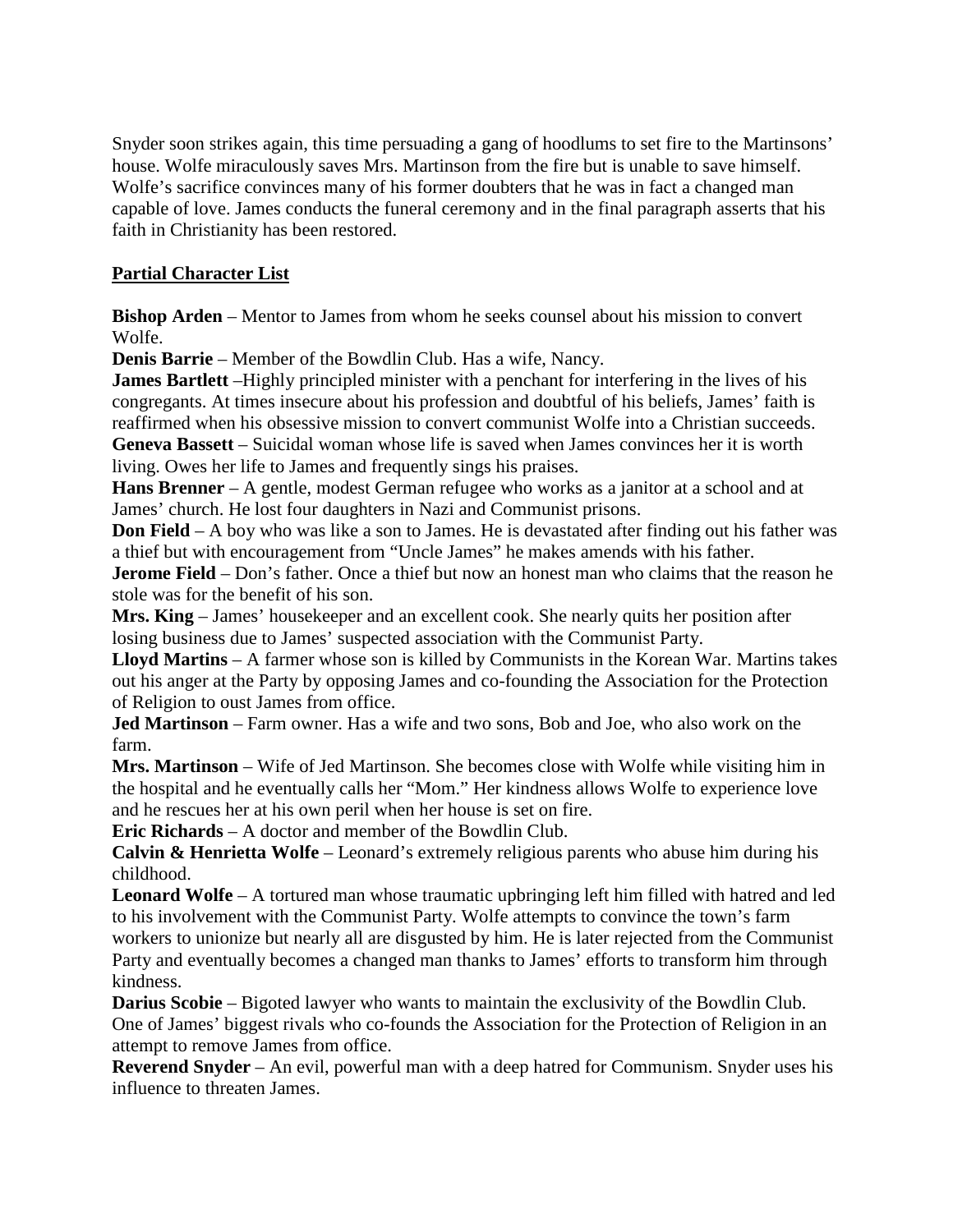Snyder soon strikes again, this time persuading a gang of hoodlums to set fire to the Martinsons' house. Wolfe miraculously saves Mrs. Martinson from the fire but is unable to save himself. Wolfe's sacrifice convinces many of his former doubters that he was in fact a changed man capable of love. James conducts the funeral ceremony and in the final paragraph asserts that his faith in Christianity has been restored.

## Partial Character List

**Bishop Arden** – Mentor to James from whom he seeks counsel about his mission to convert Wolfe.

**Denis Barrie** – Member of the Bowdlin Club. Has a wife, Nancy.

**James Bartlett** –Highly principled minister with a penchant for interfering in the lives of his congregants. At times insecure about his profession and doubtful of his beliefs, James' faith is reaffirmed when his obsessive mission to convert communist Wolfe into a Christian succeeds.

**Geneva Bassett** – Suicidal woman whose life is saved when James convinces her it is worth living. Owes her life to James and frequently sings his praises.

**Hans Brenner** – A gentle, modest German refugee who works as a janitor at a school and at James' church. He lost four daughters in Nazi and Communist prisons.

**Don Field** – A boy who was like a son to James. He is devastated after finding out his father was a thief but with encouragement from "Uncle James" he makes amends with his father.

**Jerome Field** – Don's father. Once a thief but now an honest man who claims that the reason he stole was for the benefit of his son.

**Mrs. King** – James' housekeeper and an excellent cook. She nearly quits her position after losing business due to James' suspected association with the Communist Party.

**Lloyd Martins** – A farmer whose son is killed by Communists in the Korean War. Martins takes out his anger at the Party by opposing James and co-founding the Association for the Protection of Religion to oust James from office.

**Jed Martinson** – Farm owner. Has a wife and two sons, Bob and Joe, who also work on the farm.

**Mrs. Martinson** – Wife of Jed Martinson. She becomes close with Wolfe while visiting him in the hospital and he eventually calls her "Mom." Her kindness allows Wolfe to experience love and he rescues her at his own peril when her house is set on fire.

**Eric Richards** – A doctor and member of the Bowdlin Club.

**Calvin & Henrietta Wolfe** – Leonard's extremely religious parents who abuse him during his childhood.

**Leonard Wolfe** – A tortured man whose traumatic upbringing left him filled with hatred and led to his involvement with the Communist Party. Wolfe attempts to convince the town's farm workers to unionize but nearly all are disgusted by him. He is later rejected from the Communist Party and eventually becomes a changed man thanks to James' efforts to transform him through kindness.

**Darius Scobie** – Bigoted lawyer who wants to maintain the exclusivity of the Bowdlin Club. One of James' biggest rivals who co-founds the Association for the Protection of Religion in an attempt to remove James from office.

**Reverend Snyder** – An evil, powerful man with a deep hatred for Communism. Snyder uses his influence to threaten James.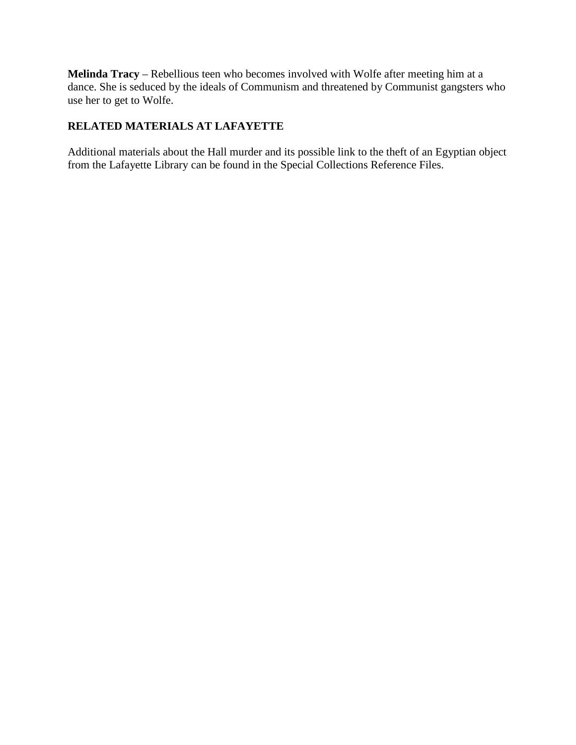**Melinda Tracy** – Rebellious teen who becomes involved with Wolfe after meeting him at a dance. She is seduced by the ideals of Communism and threatened by Communist gangsters who use her to get to Wolfe.

## RELATED MATERIALS AT LAFAYETTE

Additional materials about the Hall murder and its possible link to the theft of an Egyptian object from the Lafayette Library can be found in the Special Collections Reference Files.